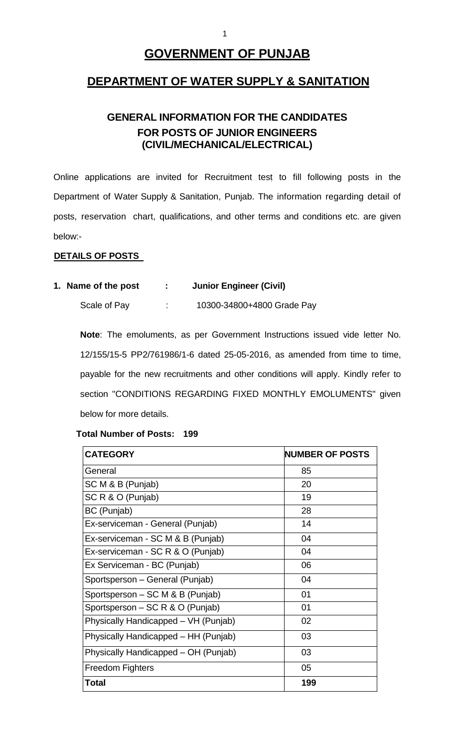# GOVERNMENT OF PUNJAB

## DEPARTMENT OF WATER SUPPLY & SANITATION

### GENERAL INFORMATION FOR THE CANDIDATES FOR POSTS OF JUNIOR ENGINEERS (CIVIL/MECHANICAL/ELECTRICAL)

Online applications are invited for Recruitment test to fill following posts in the Department of Water Supply & Sanitation, Punjab. The information regarding detail of posts, reservation chart, qualifications, and other terms and conditions etc. are given below:-

**DETAILS OF POSTS**

**1. Name of the post : Junior Engineer (Civil)**

Scale of Pay : 10300-34800+4800 Grade Pay

**Note**: The emoluments, as per Government Instructions issued vide letter No. 12/155/15-5 PP2/761986/1-6 dated 25-05-2016, as amended from time to time, payable for the new recruitments and other conditions will apply. Kindly refer to section "CONDITIONS REGARDING FIXED MONTHLY EMOLUMENTS" given below for more details.

**Total Number of Posts: 199**

| CATEGORY | NUMBER OF POSTS |
| --- | --- |
| General | 85 |
| SC M & B (Punjab) | 20 |
| SC R & O (Punjab) | 19 |
| BC (Punjab) | 28 |
| Ex-serviceman - General (Punjab) | 14 |
| Ex-serviceman - SC M & B (Punjab) | 04 |
| Ex-serviceman - SC R & O (Punjab) | 04 |
| Ex Serviceman - BC (Punjab) | 06 |
| Sportsperson – General (Punjab) | 04 |
| Sportsperson – SC M & B (Punjab) | 01 |
| Sportsperson – SC R & O (Punjab) | 01 |
| Physically Handicapped – VH (Punjab) | 02 |
| Physically Handicapped – HH (Punjab) | 03 |
| Physically Handicapped – OH (Punjab) | 03 |
| Freedom Fighters | 05 |
| **Total** | **199** |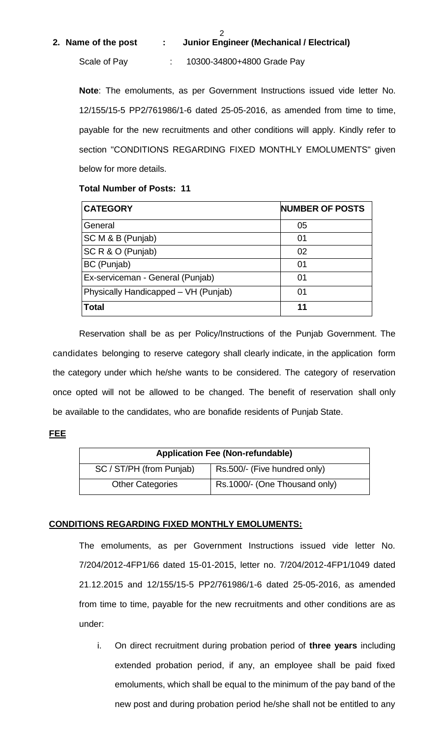**2. Name of the post : Junior Engineer (Mechanical / Electrical)**

Scale of Pay : 10300-34800+4800 Grade Pay

**Note**: The emoluments, as per Government Instructions issued vide letter No. 12/155/15-5 PP2/761986/1-6 dated 25-05-2016, as amended from time to time, payable for the new recruitments and other conditions will apply. Kindly refer to section "CONDITIONS REGARDING FIXED MONTHLY EMOLUMENTS" given below for more details.

**Total Number of Posts: 11**

| CATEGORY | NUMBER OF POSTS |
|---|---|
| General | 05 |
| SC M & B (Punjab) | 01 |
| SC R & O (Punjab) | 02 |
| BC (Punjab) | 01 |
| Ex-serviceman - General (Punjab) | 01 |
| Physically Handicapped – VH (Punjab) | 01 |
| **Total** | **11** |

Reservation shall be as per Policy/Instructions of the Punjab Government. The candidates belonging to reserve category shall clearly indicate, in the application form the category under which he/she wants to be considered. The category of reservation once opted will not be allowed to be changed. The benefit of reservation shall only be available to the candidates, who are bonafide residents of Punjab State.

**FEE**

| Application Fee (Non-refundable) | |
|---|---|
| SC / ST/PH (from Punjab) | Rs.500/- (Five hundred only) |
| Other Categories | Rs.1000/- (One Thousand only) |

**CONDITIONS REGARDING FIXED MONTHLY EMOLUMENTS:**

The emoluments, as per Government Instructions issued vide letter No. 7/204/2012-4FP1/66 dated 15-01-2015, letter no. 7/204/2012-4FP1/1049 dated 21.12.2015 and 12/155/15-5 PP2/761986/1-6 dated 25-05-2016, as amended from time to time, payable for the new recruitments and other conditions are as under:

i. On direct recruitment during probation period of **three years** including extended probation period, if any, an employee shall be paid fixed emoluments, which shall be equal to the minimum of the pay band of the new post and during probation period he/she shall not be entitled to any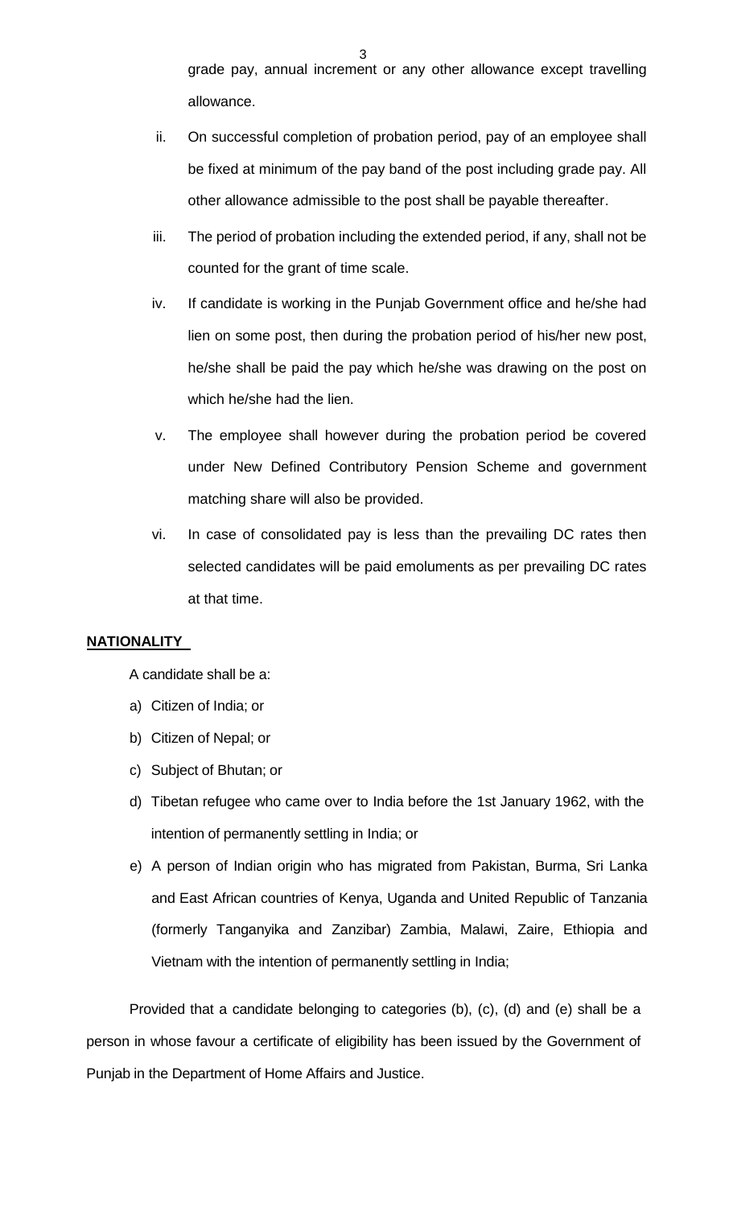grade pay, annual increment or any other allowance except travelling allowance.

ii. On successful completion of probation period, pay of an employee shall be fixed at minimum of the pay band of the post including grade pay. All other allowance admissible to the post shall be payable thereafter.

iii. The period of probation including the extended period, if any, shall not be counted for the grant of time scale.

iv. If candidate is working in the Punjab Government office and he/she had lien on some post, then during the probation period of his/her new post, he/she shall be paid the pay which he/she was drawing on the post on which he/she had the lien.

v. The employee shall however during the probation period be covered under New Defined Contributory Pension Scheme and government matching share will also be provided.

vi. In case of consolidated pay is less than the prevailing DC rates then selected candidates will be paid emoluments as per prevailing DC rates at that time.

**NATIONALITY**

A candidate shall be a:

a) Citizen of India; or

b) Citizen of Nepal; or

c) Subject of Bhutan; or

d) Tibetan refugee who came over to India before the 1st January 1962, with the intention of permanently settling in India; or

e) A person of Indian origin who has migrated from Pakistan, Burma, Sri Lanka and East African countries of Kenya, Uganda and United Republic of Tanzania (formerly Tanganyika and Zanzibar) Zambia, Malawi, Zaire, Ethiopia and Vietnam with the intention of permanently settling in India;

Provided that a candidate belonging to categories (b), (c), (d) and (e) shall be a person in whose favour a certificate of eligibility has been issued by the Government of Punjab in the Department of Home Affairs and Justice.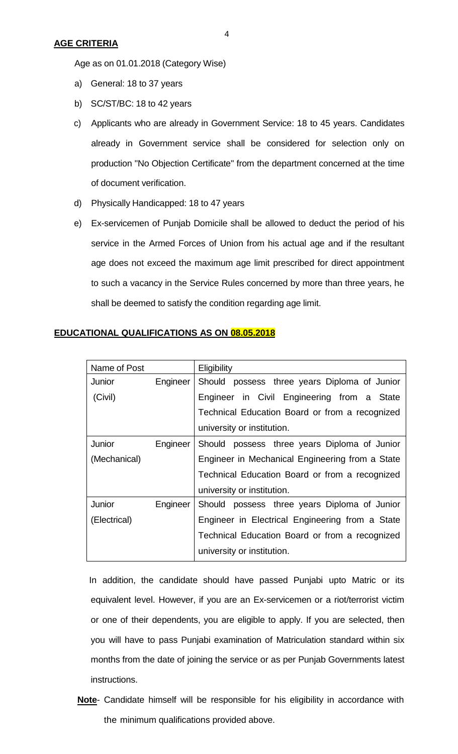**AGE CRITERIA**

Age as on 01.01.2018 (Category Wise)

a) General: 18 to 37 years

b) SC/ST/BC: 18 to 42 years

c) Applicants who are already in Government Service: 18 to 45 years. Candidates already in Government service shall be considered for selection only on production "No Objection Certificate" from the department concerned at the time of document verification.

d) Physically Handicapped: 18 to 47 years

e) Ex-servicemen of Punjab Domicile shall be allowed to deduct the period of his service in the Armed Forces of Union from his actual age and if the resultant age does not exceed the maximum age limit prescribed for direct appointment to such a vacancy in the Service Rules concerned by more than three years, he shall be deemed to satisfy the condition regarding age limit.

**EDUCATIONAL QUALIFICATIONS AS ON 08.05.2018**

| Name of Post | Eligibility |
|---|---|
| Junior Engineer (Civil) | Should possess three years Diploma of Junior Engineer in Civil Engineering from a State Technical Education Board or from a recognized university or institution. |
| Junior Engineer (Mechanical) | Should possess three years Diploma of Junior Engineer in Mechanical Engineering from a State Technical Education Board or from a recognized university or institution. |
| Junior Engineer (Electrical) | Should possess three years Diploma of Junior Engineer in Electrical Engineering from a State Technical Education Board or from a recognized university or institution. |

In addition, the candidate should have passed Punjabi upto Matric or its equivalent level. However, if you are an Ex-servicemen or a riot/terrorist victim or one of their dependents, you are eligible to apply. If you are selected, then you will have to pass Punjabi examination of Matriculation standard within six months from the date of joining the service or as per Punjab Governments latest instructions.

**Note**- Candidate himself will be responsible for his eligibility in accordance with the minimum qualifications provided above.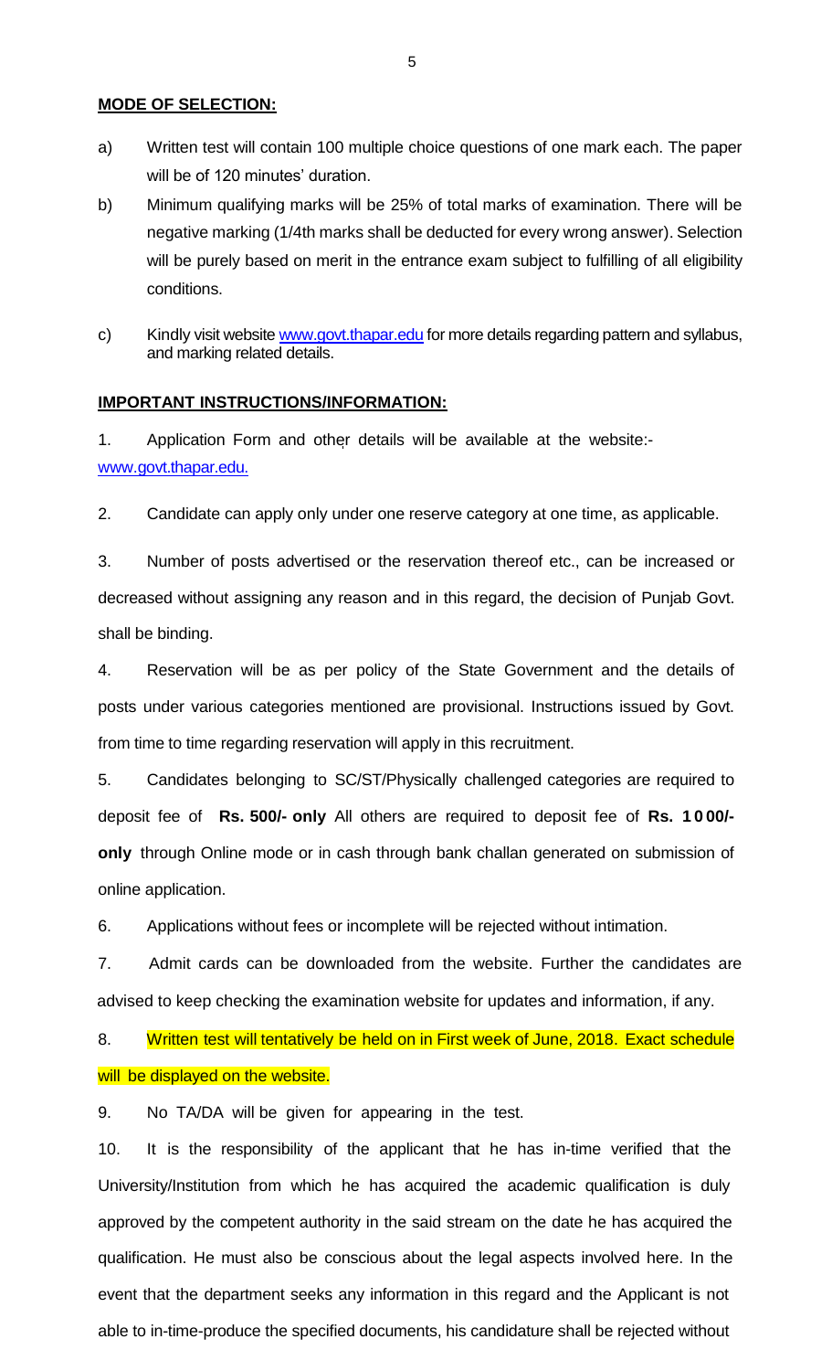**MODE OF SELECTION:**

a) Written test will contain 100 multiple choice questions of one mark each. The paper will be of 120 minutes' duration.

b) Minimum qualifying marks will be 25% of total marks of examination. There will be negative marking (1/4th marks shall be deducted for every wrong answer). Selection will be purely based on merit in the entrance exam subject to fulfilling of all eligibility conditions.

c) Kindly visit website www.govt.thapar.edu for more details regarding pattern and syllabus, and marking related details.

**IMPORTANT INSTRUCTIONS/INFORMATION:**

1. Application Form and other details will be available at the website:- www.govt.thapar.edu.

2. Candidate can apply only under one reserve category at one time, as applicable.

3. Number of posts advertised or the reservation thereof etc., can be increased or decreased without assigning any reason and in this regard, the decision of Punjab Govt. shall be binding.

4. Reservation will be as per policy of the State Government and the details of posts under various categories mentioned are provisional. Instructions issued by Govt. from time to time regarding reservation will apply in this recruitment.

5. Candidates belonging to SC/ST/Physically challenged categories are required to deposit fee of **Rs. 500/- only** All others are required to deposit fee of **Rs. 1000/- only** through Online mode or in cash through bank challan generated on submission of online application.

6. Applications without fees or incomplete will be rejected without intimation.

7. Admit cards can be downloaded from the website. Further the candidates are advised to keep checking the examination website for updates and information, if any.

8. Written test will tentatively be held on in First week of June, 2018. Exact schedule will be displayed on the website.

9. No TA/DA will be given for appearing in the test.

10. It is the responsibility of the applicant that he has in-time verified that the University/Institution from which he has acquired the academic qualification is duly approved by the competent authority in the said stream on the date he has acquired the qualification. He must also be conscious about the legal aspects involved here. In the event that the department seeks any information in this regard and the Applicant is not able to in-time-produce the specified documents, his candidature shall be rejected without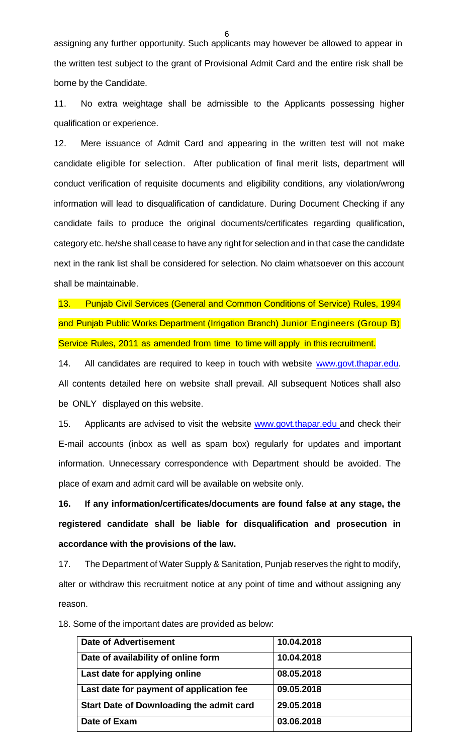assigning any further opportunity. Such applicants may however be allowed to appear in the written test subject to the grant of Provisional Admit Card and the entire risk shall be borne by the Candidate.

11. No extra weightage shall be admissible to the Applicants possessing higher qualification or experience.

12. Mere issuance of Admit Card and appearing in the written test will not make candidate eligible for selection. After publication of final merit lists, department will conduct verification of requisite documents and eligibility conditions, any violation/wrong information will lead to disqualification of candidature. During Document Checking if any candidate fails to produce the original documents/certificates regarding qualification, category etc. he/she shall cease to have any right for selection and in that case the candidate next in the rank list shall be considered for selection. No claim whatsoever on this account shall be maintainable.

13. Punjab Civil Services (General and Common Conditions of Service) Rules, 1994 and Punjab Public Works Department (Irrigation Branch) Junior Engineers (Group B) Service Rules, 2011 as amended from time to time will apply in this recruitment.

14. All candidates are required to keep in touch with website www.govt.thapar.edu. All contents detailed here on website shall prevail. All subsequent Notices shall also be ONLY displayed on this website.

15. Applicants are advised to visit the website www.govt.thapar.edu and check their E-mail accounts (inbox as well as spam box) regularly for updates and important information. Unnecessary correspondence with Department should be avoided. The place of exam and admit card will be available on website only.

**16. If any information/certificates/documents are found false at any stage, the registered candidate shall be liable for disqualification and prosecution in accordance with the provisions of the law.**

17. The Department of Water Supply & Sanitation, Punjab reserves the right to modify, alter or withdraw this recruitment notice at any point of time and without assigning any reason.

18. Some of the important dates are provided as below:

| Date of Advertisement | 10.04.2018 |
|---|---|
| Date of availability of online form | 10.04.2018 |
| Last date for applying online | 08.05.2018 |
| Last date for payment of application fee | 09.05.2018 |
| Start Date of Downloading the admit card | 29.05.2018 |
| Date of Exam | 03.06.2018 |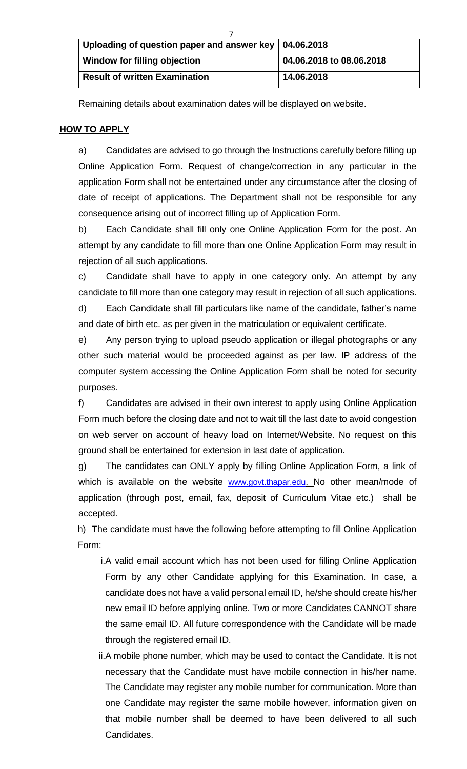| Uploading of question paper and answer key | 04.06.2018 |
|---|---|
| Window for filling objection | 04.06.2018 to 08.06.2018 |
| Result of written Examination | 14.06.2018 |

Remaining details about examination dates will be displayed on website.

## HOW TO APPLY

a) Candidates are advised to go through the Instructions carefully before filling up Online Application Form. Request of change/correction in any particular in the application Form shall not be entertained under any circumstance after the closing of date of receipt of applications. The Department shall not be responsible for any consequence arising out of incorrect filling up of Application Form.

b) Each Candidate shall fill only one Online Application Form for the post. An attempt by any candidate to fill more than one Online Application Form may result in rejection of all such applications.

c) Candidate shall have to apply in one category only. An attempt by any candidate to fill more than one category may result in rejection of all such applications.

d) Each Candidate shall fill particulars like name of the candidate, father's name and date of birth etc. as per given in the matriculation or equivalent certificate.

e) Any person trying to upload pseudo application or illegal photographs or any other such material would be proceeded against as per law. IP address of the computer system accessing the Online Application Form shall be noted for security purposes.

f) Candidates are advised in their own interest to apply using Online Application Form much before the closing date and not to wait till the last date to avoid congestion on web server on account of heavy load on Internet/Website. No request on this ground shall be entertained for extension in last date of application.

g) The candidates can ONLY apply by filling Online Application Form, a link of which is available on the website www.govt.thapar.edu. No other mean/mode of application (through post, email, fax, deposit of Curriculum Vitae etc.) shall be accepted.

h) The candidate must have the following before attempting to fill Online Application Form:

i. A valid email account which has not been used for filling Online Application Form by any other Candidate applying for this Examination. In case, a candidate does not have a valid personal email ID, he/she should create his/her new email ID before applying online. Two or more Candidates CANNOT share the same email ID. All future correspondence with the Candidate will be made through the registered email ID.

ii. A mobile phone number, which may be used to contact the Candidate. It is not necessary that the Candidate must have mobile connection in his/her name. The Candidate may register any mobile number for communication. More than one Candidate may register the same mobile however, information given on that mobile number shall be deemed to have been delivered to all such Candidates.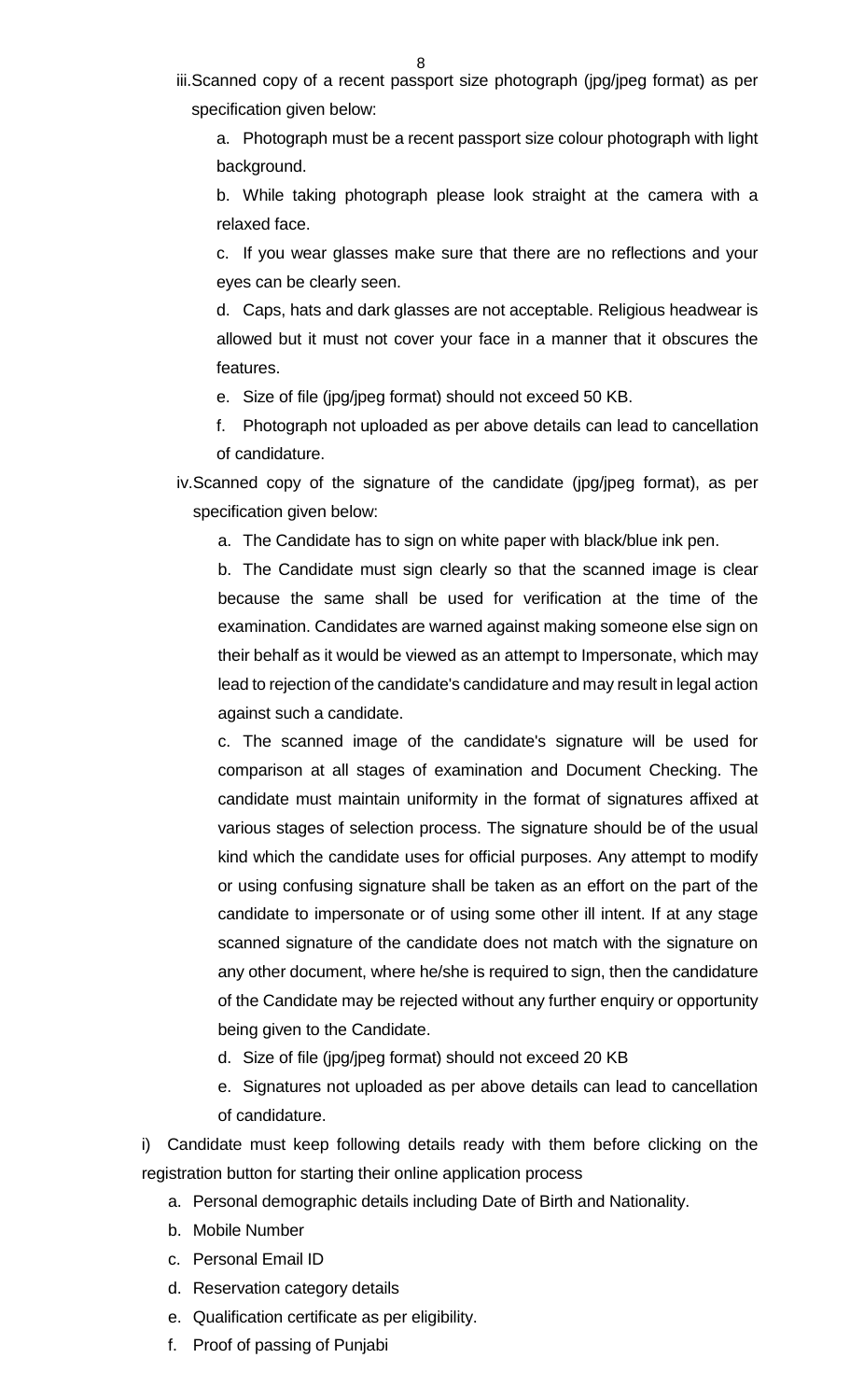iii. Scanned copy of a recent passport size photograph (jpg/jpeg format) as per specification given below:

a. Photograph must be a recent passport size colour photograph with light background.

b. While taking photograph please look straight at the camera with a relaxed face.

c. If you wear glasses make sure that there are no reflections and your eyes can be clearly seen.

d. Caps, hats and dark glasses are not acceptable. Religious headwear is allowed but it must not cover your face in a manner that it obscures the features.

e. Size of file (jpg/jpeg format) should not exceed 50 KB.

f. Photograph not uploaded as per above details can lead to cancellation of candidature.

iv. Scanned copy of the signature of the candidate (jpg/jpeg format), as per specification given below:

a. The Candidate has to sign on white paper with black/blue ink pen.

b. The Candidate must sign clearly so that the scanned image is clear because the same shall be used for verification at the time of the examination. Candidates are warned against making someone else sign on their behalf as it would be viewed as an attempt to Impersonate, which may lead to rejection of the candidate's candidature and may result in legal action against such a candidate.

c. The scanned image of the candidate's signature will be used for comparison at all stages of examination and Document Checking. The candidate must maintain uniformity in the format of signatures affixed at various stages of selection process. The signature should be of the usual kind which the candidate uses for official purposes. Any attempt to modify or using confusing signature shall be taken as an effort on the part of the candidate to impersonate or of using some other ill intent. If at any stage scanned signature of the candidate does not match with the signature on any other document, where he/she is required to sign, then the candidature of the Candidate may be rejected without any further enquiry or opportunity being given to the Candidate.

d. Size of file (jpg/jpeg format) should not exceed 20 KB

e. Signatures not uploaded as per above details can lead to cancellation of candidature.

i) Candidate must keep following details ready with them before clicking on the registration button for starting their online application process

a. Personal demographic details including Date of Birth and Nationality.
b. Mobile Number
c. Personal Email ID
d. Reservation category details
e. Qualification certificate as per eligibility.
f. Proof of passing of Punjabi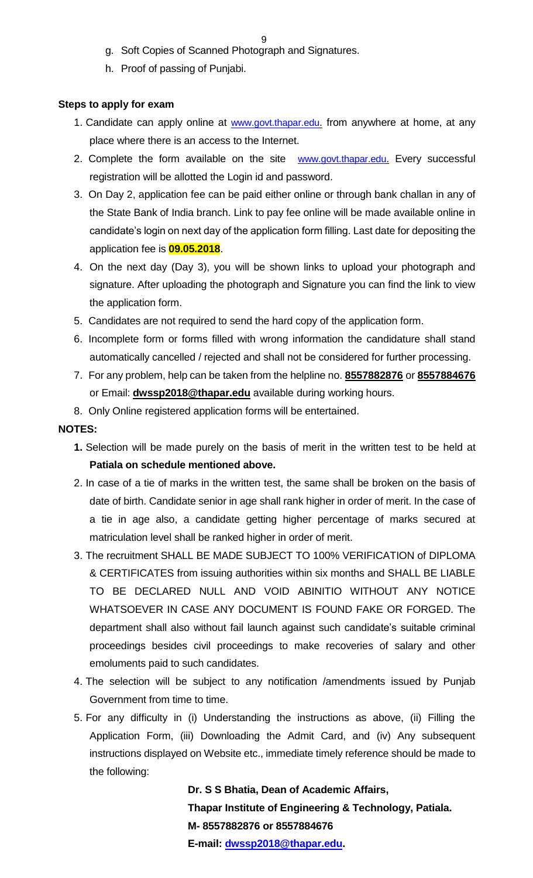g. Soft Copies of Scanned Photograph and Signatures.
h. Proof of passing of Punjabi.

**Steps to apply for exam**

1. Candidate can apply online at www.govt.thapar.edu. from anywhere at home, at any place where there is an access to the Internet.
2. Complete the form available on the site www.govt.thapar.edu. Every successful registration will be allotted the Login id and password.
3. On Day 2, application fee can be paid either online or through bank challan in any of the State Bank of India branch. Link to pay fee online will be made available online in candidate's login on next day of the application form filling. Last date for depositing the application fee is **09.05.2018**.
4. On the next day (Day 3), you will be shown links to upload your photograph and signature. After uploading the photograph and Signature you can find the link to view the application form.
5. Candidates are not required to send the hard copy of the application form.
6. Incomplete form or forms filled with wrong information the candidature shall stand automatically cancelled / rejected and shall not be considered for further processing.
7. For any problem, help can be taken from the helpline no. **8557882876** or **8557884676** or Email: **dwssp2018@thapar.edu** available during working hours.
8. Only Online registered application forms will be entertained.

**NOTES:**

1. Selection will be made purely on the basis of merit in the written test to be held at **Patiala on schedule mentioned above.**
2. In case of a tie of marks in the written test, the same shall be broken on the basis of date of birth. Candidate senior in age shall rank higher in order of merit. In the case of a tie in age also, a candidate getting higher percentage of marks secured at matriculation level shall be ranked higher in order of merit.
3. The recruitment SHALL BE MADE SUBJECT TO 100% VERIFICATION of DIPLOMA & CERTIFICATES from issuing authorities within six months and SHALL BE LIABLE TO BE DECLARED NULL AND VOID ABINITIO WITHOUT ANY NOTICE WHATSOEVER IN CASE ANY DOCUMENT IS FOUND FAKE OR FORGED. The department shall also without fail launch against such candidate's suitable criminal proceedings besides civil proceedings to make recoveries of salary and other emoluments paid to such candidates.
4. The selection will be subject to any notification /amendments issued by Punjab Government from time to time.
5. For any difficulty in (i) Understanding the instructions as above, (ii) Filling the Application Form, (iii) Downloading the Admit Card, and (iv) Any subsequent instructions displayed on Website etc., immediate timely reference should be made to the following:

**Dr. S S Bhatia, Dean of Academic Affairs,**
**Thapar Institute of Engineering & Technology, Patiala.**
**M- 8557882876 or 8557884676**
**E-mail: dwssp2018@thapar.edu.**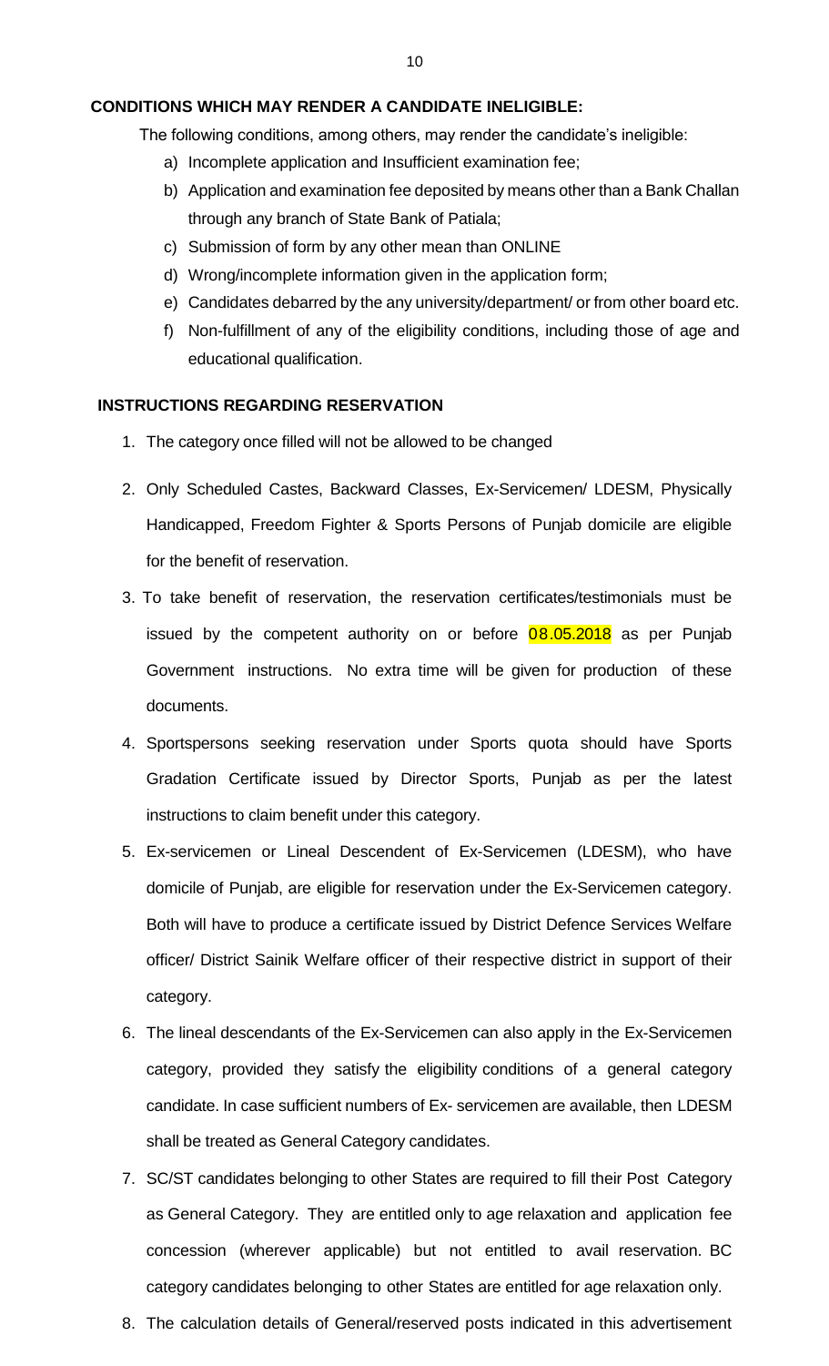**CONDITIONS WHICH MAY RENDER A CANDIDATE INELIGIBLE:**

The following conditions, among others, may render the candidate's ineligible:

a) Incomplete application and Insufficient examination fee;
b) Application and examination fee deposited by means other than a Bank Challan through any branch of State Bank of Patiala;
c) Submission of form by any other mean than ONLINE
d) Wrong/incomplete information given in the application form;
e) Candidates debarred by the any university/department/ or from other board etc.
f) Non-fulfillment of any of the eligibility conditions, including those of age and educational qualification.

**INSTRUCTIONS REGARDING RESERVATION**

1. The category once filled will not be allowed to be changed
2. Only Scheduled Castes, Backward Classes, Ex-Servicemen/ LDESM, Physically Handicapped, Freedom Fighter & Sports Persons of Punjab domicile are eligible for the benefit of reservation.
3. To take benefit of reservation, the reservation certificates/testimonials must be issued by the competent authority on or before 08.05.2018 as per Punjab Government instructions. No extra time will be given for production of these documents.
4. Sportspersons seeking reservation under Sports quota should have Sports Gradation Certificate issued by Director Sports, Punjab as per the latest instructions to claim benefit under this category.
5. Ex-servicemen or Lineal Descendent of Ex-Servicemen (LDESM), who have domicile of Punjab, are eligible for reservation under the Ex-Servicemen category. Both will have to produce a certificate issued by District Defence Services Welfare officer/ District Sainik Welfare officer of their respective district in support of their category.
6. The lineal descendants of the Ex-Servicemen can also apply in the Ex-Servicemen category, provided they satisfy the eligibility conditions of a general category candidate. In case sufficient numbers of Ex- servicemen are available, then LDESM shall be treated as General Category candidates.
7. SC/ST candidates belonging to other States are required to fill their Post Category as General Category. They are entitled only to age relaxation and application fee concession (wherever applicable) but not entitled to avail reservation. BC category candidates belonging to other States are entitled for age relaxation only.
8. The calculation details of General/reserved posts indicated in this advertisement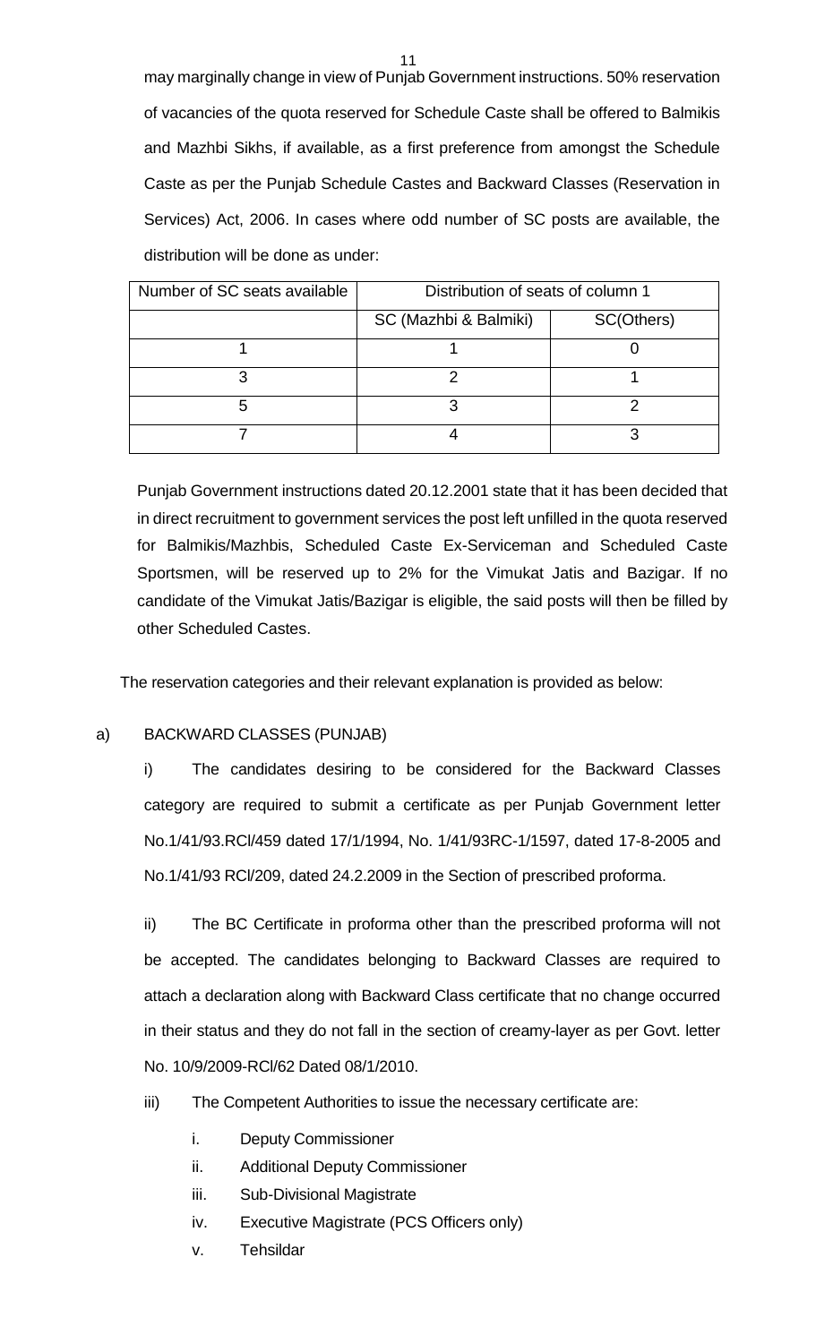may marginally change in view of Punjab Government instructions. 50% reservation of vacancies of the quota reserved for Schedule Caste shall be offered to Balmikis and Mazhbi Sikhs, if available, as a first preference from amongst the Schedule Caste as per the Punjab Schedule Castes and Backward Classes (Reservation in Services) Act, 2006. In cases where odd number of SC posts are available, the distribution will be done as under:

| Number of SC seats available | Distribution of seats of column 1 | |
|---|---|---|
| | SC (Mazhbi & Balmiki) | SC(Others) |
| 1 | 1 | 0 |
| 3 | 2 | 1 |
| 5 | 3 | 2 |
| 7 | 4 | 3 |

Punjab Government instructions dated 20.12.2001 state that it has been decided that in direct recruitment to government services the post left unfilled in the quota reserved for Balmikis/Mazhbis, Scheduled Caste Ex-Serviceman and Scheduled Caste Sportsmen, will be reserved up to 2% for the Vimukat Jatis and Bazigar. If no candidate of the Vimukat Jatis/Bazigar is eligible, the said posts will then be filled by other Scheduled Castes.

The reservation categories and their relevant explanation is provided as below:

a) BACKWARD CLASSES (PUNJAB)

i) The candidates desiring to be considered for the Backward Classes category are required to submit a certificate as per Punjab Government letter No.1/41/93.RCl/459 dated 17/1/1994, No. 1/41/93RC-1/1597, dated 17-8-2005 and No.1/41/93 RCl/209, dated 24.2.2009 in the Section of prescribed proforma.

ii) The BC Certificate in proforma other than the prescribed proforma will not be accepted. The candidates belonging to Backward Classes are required to attach a declaration along with Backward Class certificate that no change occurred in their status and they do not fall in the section of creamy-layer as per Govt. letter No. 10/9/2009-RCl/62 Dated 08/1/2010.

iii) The Competent Authorities to issue the necessary certificate are:

i. Deputy Commissioner
ii. Additional Deputy Commissioner
iii. Sub-Divisional Magistrate
iv. Executive Magistrate (PCS Officers only)
v. Tehsildar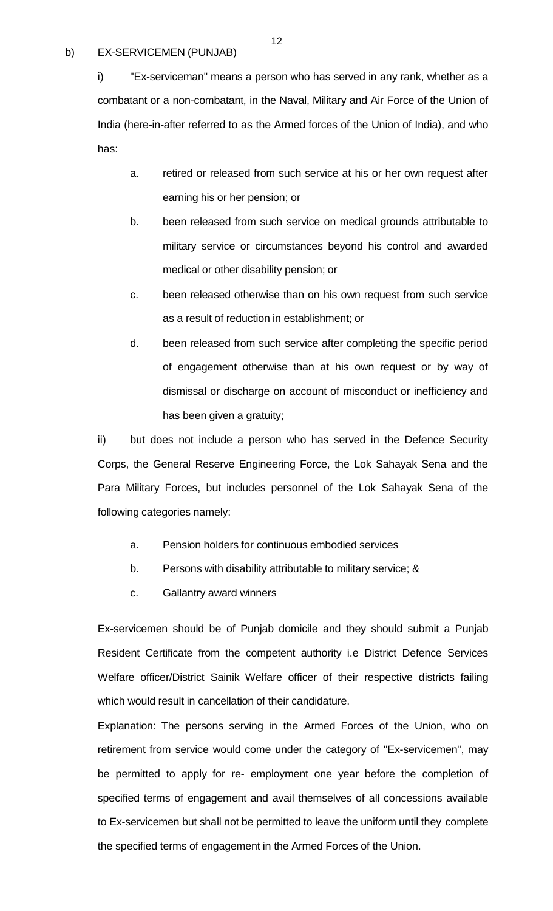b) EX-SERVICEMEN (PUNJAB)

i) "Ex-serviceman" means a person who has served in any rank, whether as a combatant or a non-combatant, in the Naval, Military and Air Force of the Union of India (here-in-after referred to as the Armed forces of the Union of India), and who has:

a. retired or released from such service at his or her own request after earning his or her pension; or

b. been released from such service on medical grounds attributable to military service or circumstances beyond his control and awarded medical or other disability pension; or

c. been released otherwise than on his own request from such service as a result of reduction in establishment; or

d. been released from such service after completing the specific period of engagement otherwise than at his own request or by way of dismissal or discharge on account of misconduct or inefficiency and has been given a gratuity;

ii) but does not include a person who has served in the Defence Security Corps, the General Reserve Engineering Force, the Lok Sahayak Sena and the Para Military Forces, but includes personnel of the Lok Sahayak Sena of the following categories namely:

a. Pension holders for continuous embodied services

b. Persons with disability attributable to military service; &

c. Gallantry award winners

Ex-servicemen should be of Punjab domicile and they should submit a Punjab Resident Certificate from the competent authority i.e District Defence Services Welfare officer/District Sainik Welfare officer of their respective districts failing which would result in cancellation of their candidature.

Explanation: The persons serving in the Armed Forces of the Union, who on retirement from service would come under the category of "Ex-servicemen", may be permitted to apply for re- employment one year before the completion of specified terms of engagement and avail themselves of all concessions available to Ex-servicemen but shall not be permitted to leave the uniform until they complete the specified terms of engagement in the Armed Forces of the Union.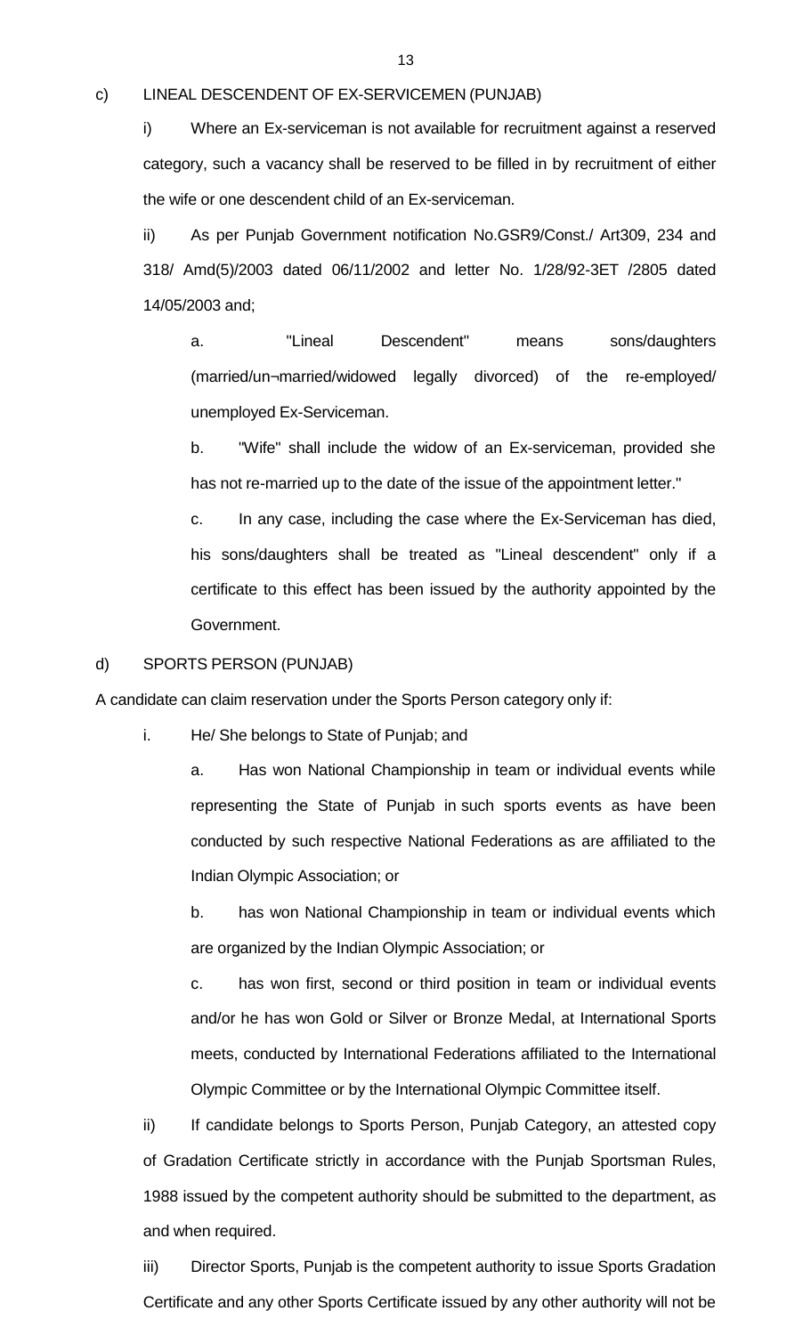c) LINEAL DESCENDENT OF EX-SERVICEMEN (PUNJAB)

i) Where an Ex-serviceman is not available for recruitment against a reserved category, such a vacancy shall be reserved to be filled in by recruitment of either the wife or one descendent child of an Ex-serviceman.

ii) As per Punjab Government notification No.GSR9/Const./ Art309, 234 and 318/ Amd(5)/2003 dated 06/11/2002 and letter No. 1/28/92-3ET /2805 dated 14/05/2003 and;

a. "Lineal Descendent" means sons/daughters (married/un¬married/widowed legally divorced) of the re-employed/ unemployed Ex-Serviceman.

b. "Wife" shall include the widow of an Ex-serviceman, provided she has not re-married up to the date of the issue of the appointment letter."

c. In any case, including the case where the Ex-Serviceman has died, his sons/daughters shall be treated as "Lineal descendent" only if a certificate to this effect has been issued by the authority appointed by the Government.

d) SPORTS PERSON (PUNJAB)

A candidate can claim reservation under the Sports Person category only if:

i. He/ She belongs to State of Punjab; and

a. Has won National Championship in team or individual events while representing the State of Punjab in such sports events as have been conducted by such respective National Federations as are affiliated to the Indian Olympic Association; or

b. has won National Championship in team or individual events which are organized by the Indian Olympic Association; or

c. has won first, second or third position in team or individual events and/or he has won Gold or Silver or Bronze Medal, at International Sports meets, conducted by International Federations affiliated to the International Olympic Committee or by the International Olympic Committee itself.

ii) If candidate belongs to Sports Person, Punjab Category, an attested copy of Gradation Certificate strictly in accordance with the Punjab Sportsman Rules, 1988 issued by the competent authority should be submitted to the department, as and when required.

iii) Director Sports, Punjab is the competent authority to issue Sports Gradation Certificate and any other Sports Certificate issued by any other authority will not be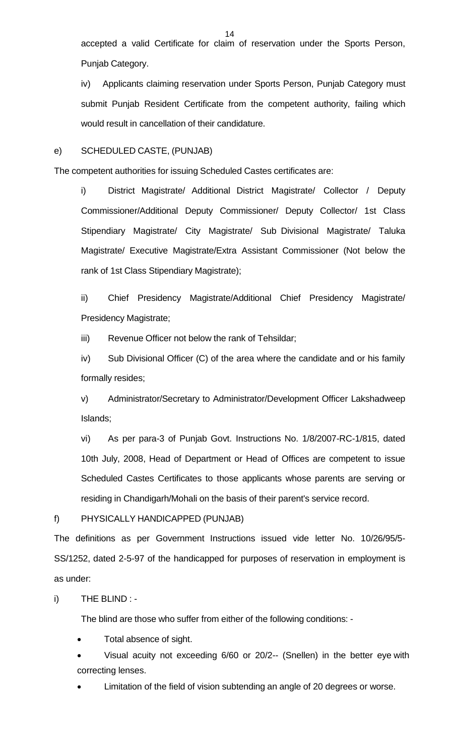accepted a valid Certificate for claim of reservation under the Sports Person, Punjab Category.

iv) Applicants claiming reservation under Sports Person, Punjab Category must submit Punjab Resident Certificate from the competent authority, failing which would result in cancellation of their candidature.

e) SCHEDULED CASTE, (PUNJAB)

The competent authorities for issuing Scheduled Castes certificates are:

i) District Magistrate/ Additional District Magistrate/ Collector / Deputy Commissioner/Additional Deputy Commissioner/ Deputy Collector/ 1st Class Stipendiary Magistrate/ City Magistrate/ Sub Divisional Magistrate/ Taluka Magistrate/ Executive Magistrate/Extra Assistant Commissioner (Not below the rank of 1st Class Stipendiary Magistrate);

ii) Chief Presidency Magistrate/Additional Chief Presidency Magistrate/ Presidency Magistrate;

iii) Revenue Officer not below the rank of Tehsildar;

iv) Sub Divisional Officer (C) of the area where the candidate and or his family formally resides;

v) Administrator/Secretary to Administrator/Development Officer Lakshadweep Islands;

vi) As per para-3 of Punjab Govt. Instructions No. 1/8/2007-RC-1/815, dated 10th July, 2008, Head of Department or Head of Offices are competent to issue Scheduled Castes Certificates to those applicants whose parents are serving or residing in Chandigarh/Mohali on the basis of their parent's service record.

f) PHYSICALLY HANDICAPPED (PUNJAB)

The definitions as per Government Instructions issued vide letter No. 10/26/95/5-SS/1252, dated 2-5-97 of the handicapped for purposes of reservation in employment is as under:

i) THE BLIND : -

The blind are those who suffer from either of the following conditions: -

- Total absence of sight.
- Visual acuity not exceeding 6/60 or 20/2-- (Snellen) in the better eye with correcting lenses.
- Limitation of the field of vision subtending an angle of 20 degrees or worse.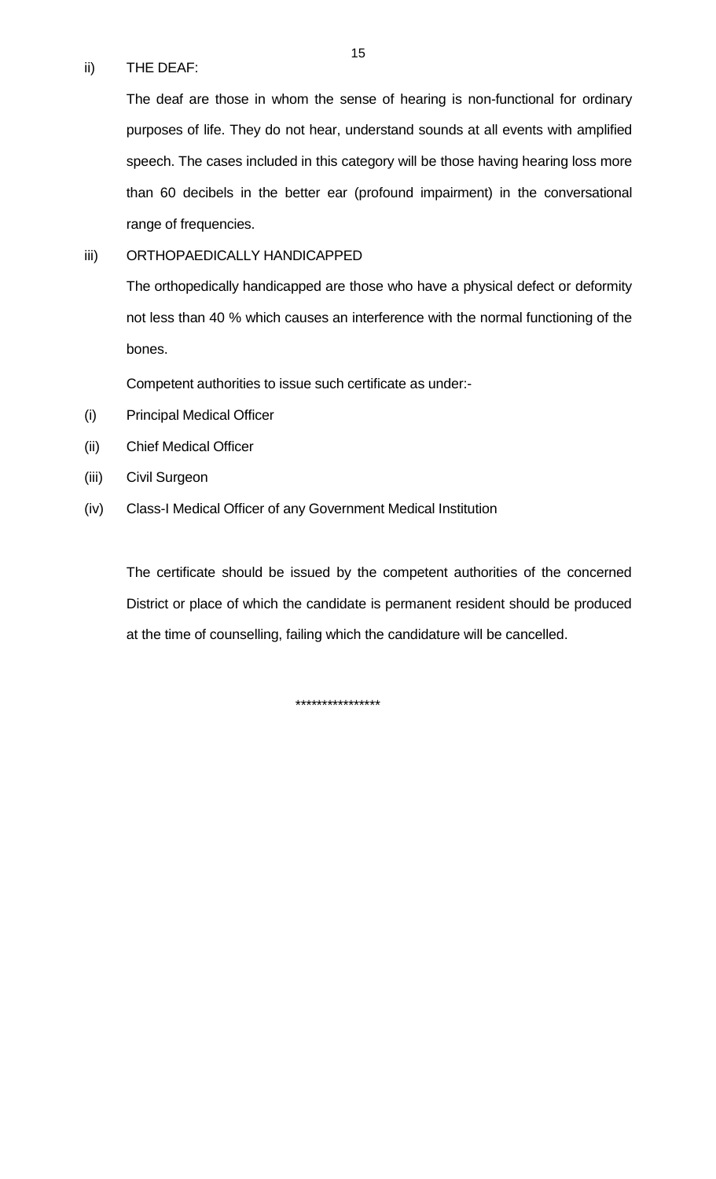ii) THE DEAF:

The deaf are those in whom the sense of hearing is non-functional for ordinary purposes of life. They do not hear, understand sounds at all events with amplified speech. The cases included in this category will be those having hearing loss more than 60 decibels in the better ear (profound impairment) in the conversational range of frequencies.

iii) ORTHOPAEDICALLY HANDICAPPED

The orthopedically handicapped are those who have a physical defect or deformity not less than 40 % which causes an interference with the normal functioning of the bones.

Competent authorities to issue such certificate as under:-

(i) Principal Medical Officer

(ii) Chief Medical Officer

(iii) Civil Surgeon

(iv) Class-I Medical Officer of any Government Medical Institution

The certificate should be issued by the competent authorities of the concerned District or place of which the candidate is permanent resident should be produced at the time of counselling, failing which the candidature will be cancelled.

****************